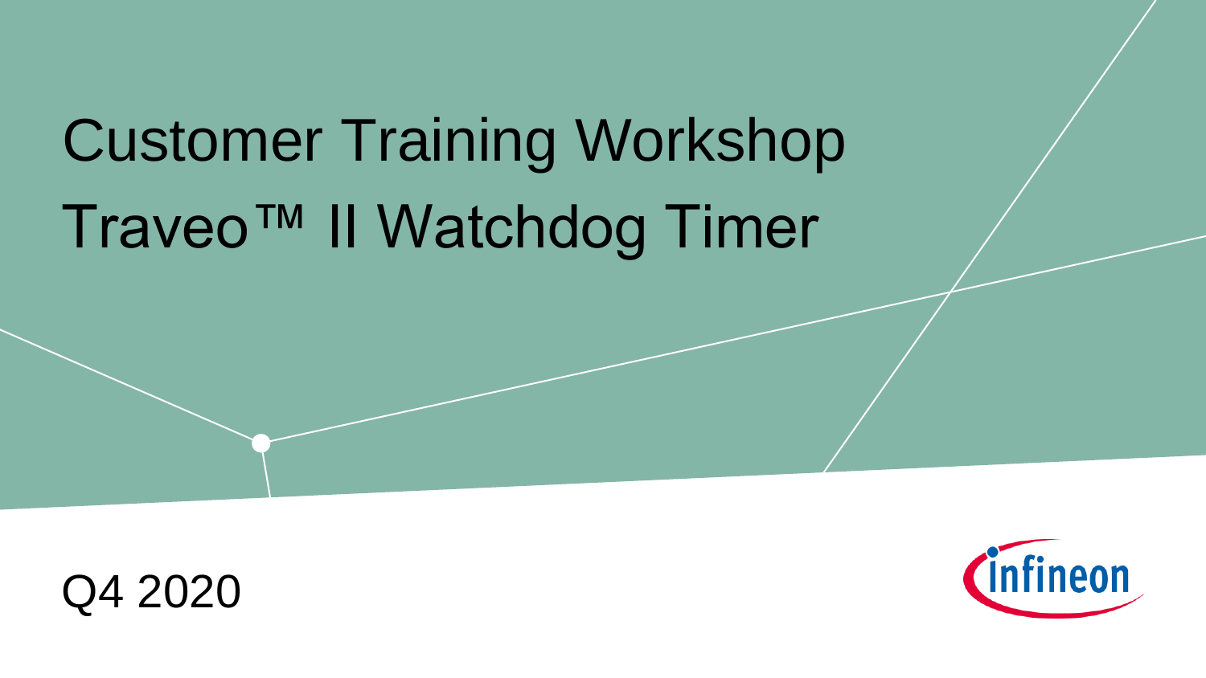# Customer Training Workshop
# Traveo™ II Watchdog Timer

Q4 2020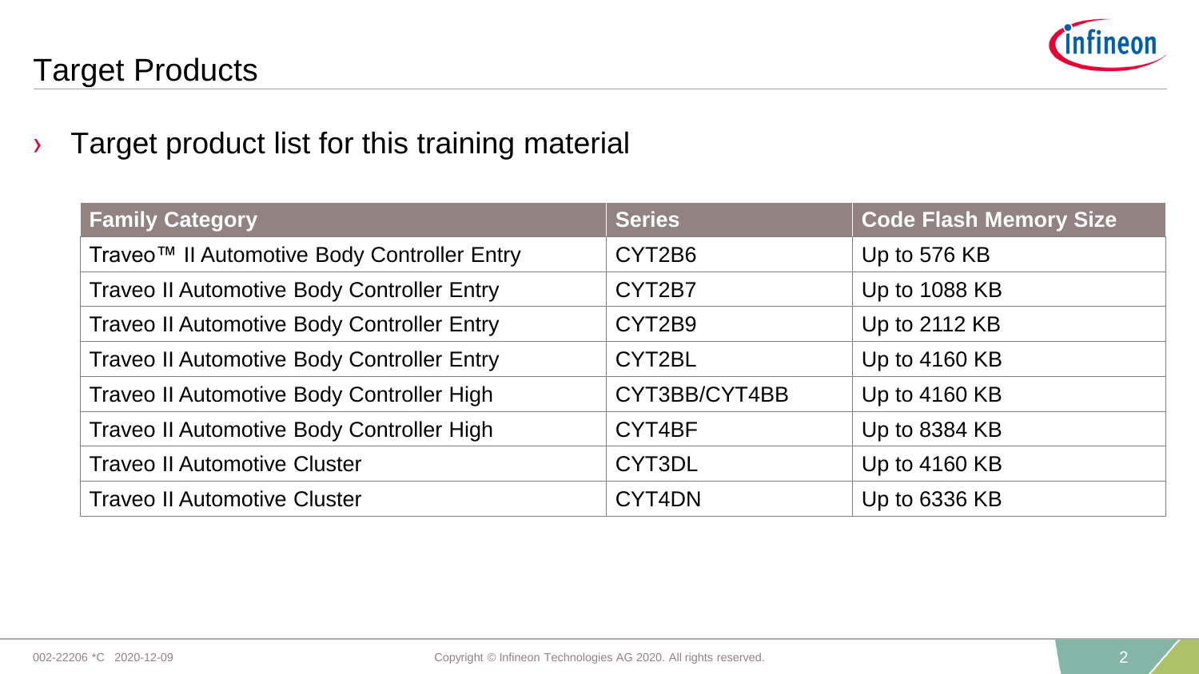# Target Products

- Target product list for this training material

| Family Category | Series | Code Flash Memory Size |
| --- | --- | --- |
| Traveo™ II Automotive Body Controller Entry | CYT2B6 | Up to 576 KB |
| Traveo II Automotive Body Controller Entry | CYT2B7 | Up to 1088 KB |
| Traveo II Automotive Body Controller Entry | CYT2B9 | Up to 2112 KB |
| Traveo II Automotive Body Controller Entry | CYT2BL | Up to 4160 KB |
| Traveo II Automotive Body Controller High | CYT3BB/CYT4BB | Up to 4160 KB |
| Traveo II Automotive Body Controller High | CYT4BF | Up to 8384 KB |
| Traveo II Automotive Cluster | CYT3DL | Up to 4160 KB |
| Traveo II Automotive Cluster | CYT4DN | Up to 6336 KB |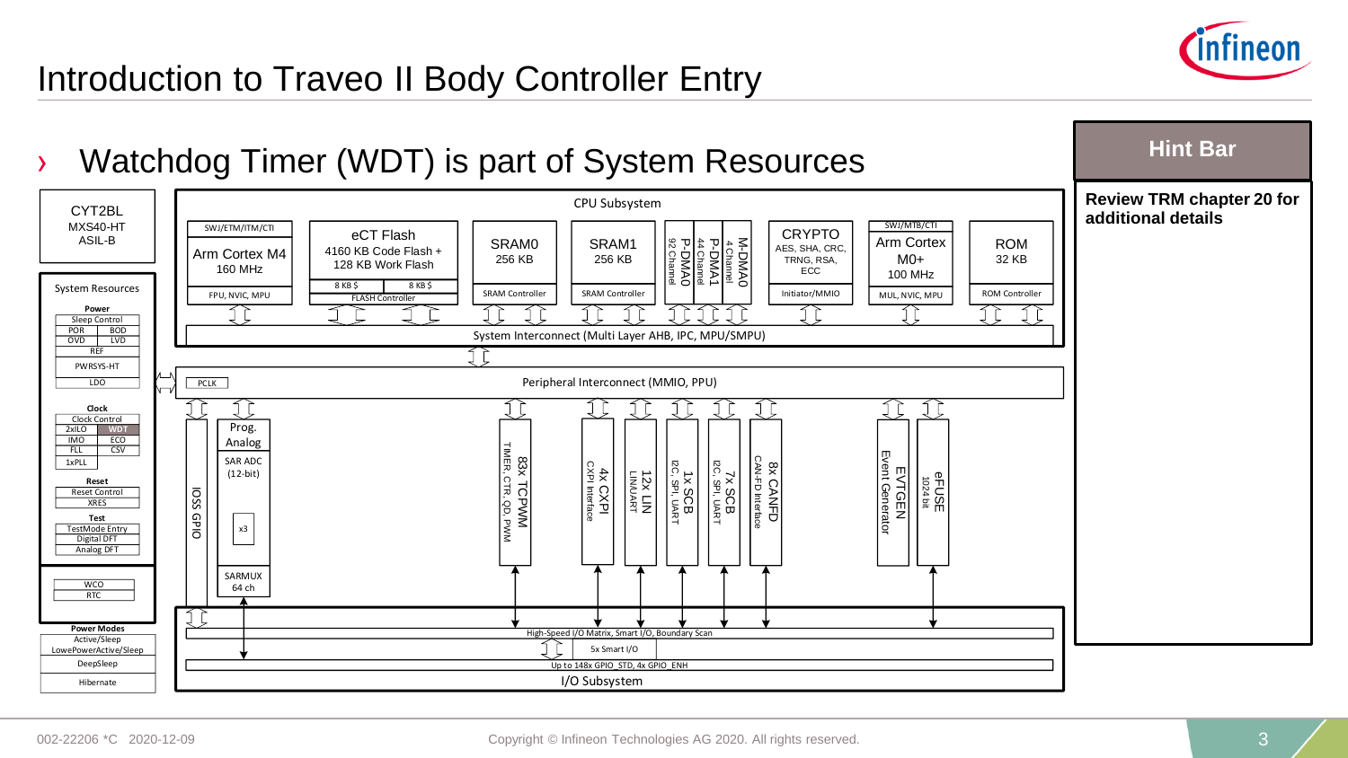# Introduction to Traveo II Body Controller Entry

› Watchdog Timer (WDT) is part of System Resources

**Hint Bar**

**Review TRM chapter 20 for additional details**

CYT2BL
MXS40-HT
ASIL-B

System Resources

**Power**
Sleep Control
POR | BOD
OVD | LVD
REF
PWRSYS-HT
LDO

**Clock**
Clock Control
2xILO | WDT
IMO | ECO
FLL | CSV
1xPLL

**Reset**
Reset Control
XRES

**Test**
TestMode Entry
Digital DFT
Analog DFT

WCO
RTC

**Power Modes**
Active/Sleep
LowePowerActive/Sleep
DeepSleep
Hibernate

CPU Subsystem

- SWJ/ETM/ITM/CTI — Arm Cortex M4, 160 MHz — FPU, NVIC, MPU
- eCT Flash — 4160 KB Code Flash + 128 KB Work Flash — 8 KB $ | 8 KB $ — FLASH Controller
- SRAM0 — 256 KB — SRAM Controller
- SRAM1 — 256 KB — SRAM Controller
- P-DMA0 — 92 Channel
- P-DMA1 — 44 Channel
- M-DMA0 — 4 Channel
- CRYPTO — AES, SHA, CRC, TRNG, RSA, ECC — Initiator/MMIO
- SWJ/MTB/CTI — Arm Cortex M0+, 100 MHz — MUL, NVIC, MPU
- ROM — 32 KB — ROM Controller

System Interconnect (Multi Layer AHB, IPC, MPU/SMPU)

PCLK — Peripheral Interconnect (MMIO, PPU)

- IOSS GPIO
- Prog. Analog — SAR ADC (12-bit) — x3 — SARMUX 64 ch
- 83x TCPWM — TIMER, CTR, QD, PWM
- 4x CXPI — CXPI Interface
- 12x LIN — LIN/UART
- 1x SCB — I2C, SPI, UART
- 7x SCB — I2C, SPI, UART
- 8x CANFD — CAN-FD Interface
- EVTGEN — Event Generator
- eFUSE — 1024 bit

High-Speed I/O Matrix, Smart I/O, Boundary Scan
5x Smart I/O
Up to 148x GPIO_STD, 4x GPIO_ENH
I/O Subsystem

002-22206 *C 2020-12-09

Copyright © Infineon Technologies AG 2020. All rights reserved.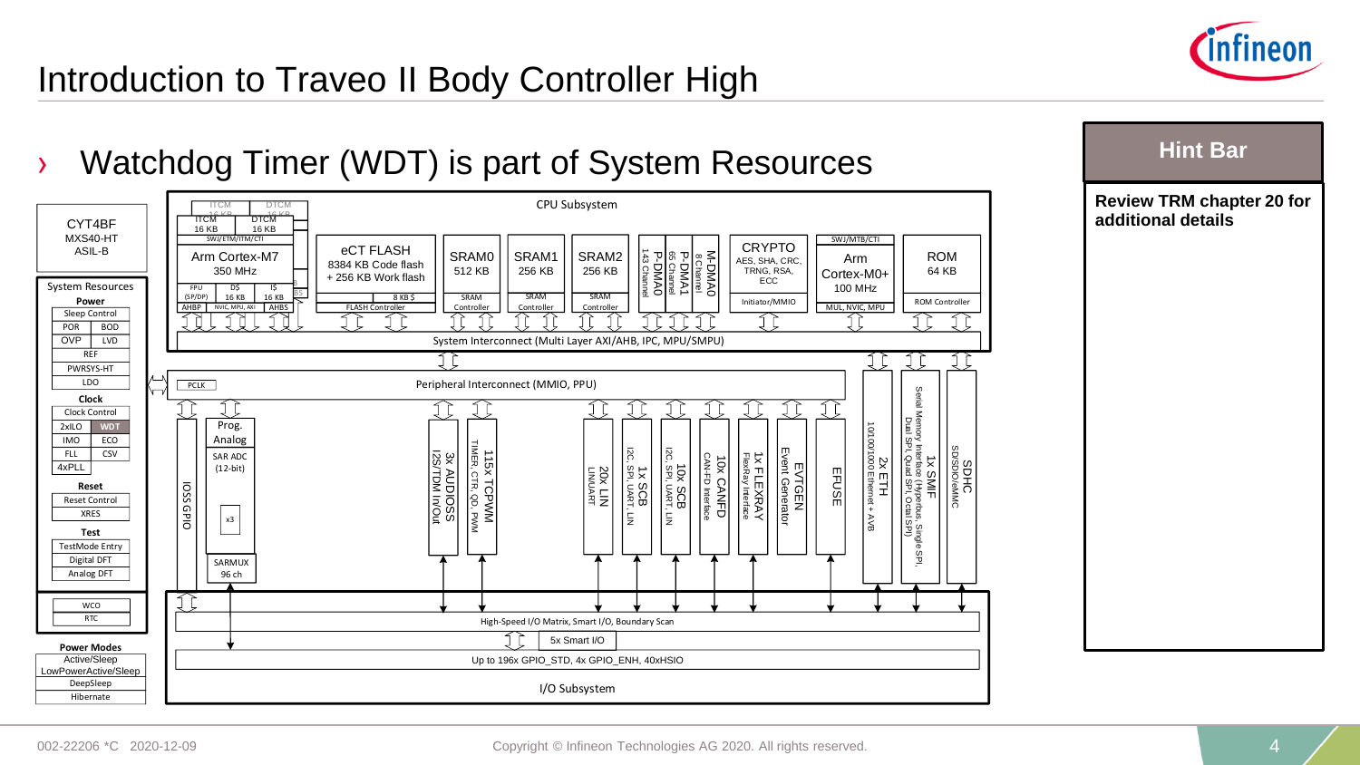# Introduction to Traveo II Body Controller High

› Watchdog Timer (WDT) is part of System Resources

**Hint Bar**

**Review TRM chapter 20 for additional details**

CYT4BF
MXS40-HT
ASIL-B

System Resources

**Power**
Sleep Control
POR | BOD
OVP | LVD
REF
PWRSYS-HT
LDO

**Clock**
Clock Control
2xILO | WDT
IMO | ECO
FLL | CSV
4xPLL

**Reset**
Reset Control
XRES

**Test**
TestMode Entry
Digital DFT
Analog DFT

WCO
RTC

**Power Modes**
Active/Sleep
LowPowerActive/Sleep
DeepSleep
Hibernate

CPU Subsystem

ITCM 16 KB | DTCM 16 KB
SWJ/ETM/ITM/CTI
Arm Cortex-M7
350 MHz
FPU (SP/DP) | D$ 16 KB | I$ 16 KB
AHBP | NVIC, MPU, AXI | AHBS

eCT FLASH
8384 KB Code flash
+ 256 KB Work flash
8 KB $
FLASH Controller

SRAM0 512 KB — SRAM Controller
SRAM1 256 KB — SRAM Controller
SRAM2 256 KB — SRAM Controller

P-DMA0 143 Channel
P-DMA1 65 Channel
M-DMA0 8 Channel

CRYPTO
AES, SHA, CRC, TRNG, RSA, ECC
Initiator/MMIO

SWJ/MTB/CTI
Arm Cortex-M0+
100 MHz
MUL, NVIC, MPU

ROM 64 KB
ROM Controller

System Interconnect (Multi Layer AXI/AHB, IPC, MPU/SMPU)

PCLK
Peripheral Interconnect (MMIO, PPU)

IOSS GPIO
Prog. Analog
SAR ADC (12-bit)
x3
SARMUX 96 ch

3x AUDIOSS — I2S/TDM In/Out
115x TCPWM — TIMER, CTR, QD, PWM
20x LIN — LIN/UART
1x SCB — I2C, SPI, UART, LIN
10x SCB — I2C, SPI, UART, LIN
10x CANFD — CAN-FD Interface
1x FLEXRAY — FlexRay Interface
EVTGEN — Event Generator
EFUSE
2x ETH — 10/100/1000 Ethernet + AVB
1x SMIF — Serial Memory Interface (Hyperbus, Single SPI, Dual SPI, Quad SPI, Octal SPI)
SDHC — SD/SDIO/eMMC

High-Speed I/O Matrix, Smart I/O, Boundary Scan
5x Smart I/O
Up to 196x GPIO_STD, 4x GPIO_ENH, 40xHSIO
I/O Subsystem

002-22206 *C 2020-12-09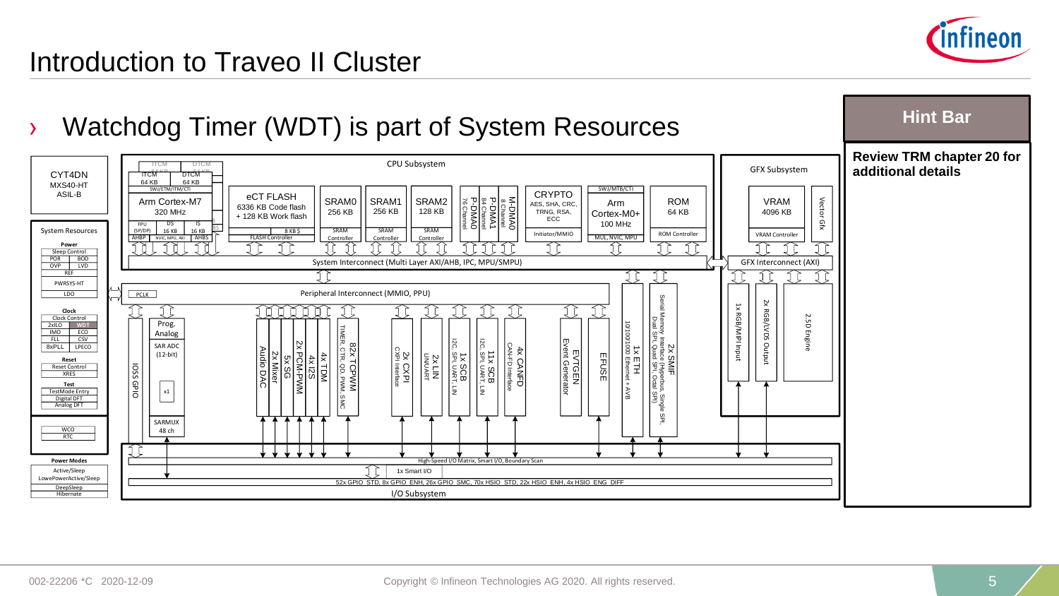# Introduction to Traveo II Cluster

› Watchdog Timer (WDT) is part of System Resources

**Hint Bar**

**Review TRM chapter 20 for additional details**

CYT4DN
MXS40-HT
ASIL-B

System Resources

- Power: Sleep Control, POR, BOD, OVP, LVD, REF, PWRSYS-HT, LDO
- Clock: Clock Control, 2xILO, WDT, IMO, ECO, FLL, CSV, 8xPLL, LPECO
- Reset: Reset Control, XRES
- Test: TestMode Entry, Digital DFT, Analog DFT
- WCO, RTC

Power Modes: Active/Sleep, LowePowerActive/Sleep, DeepSleep, Hibernate

CPU Subsystem

- ITCM 64 KB, DTCM 64 KB, SWJ/ETM/ITM/CTI
- Arm Cortex-M7 320 MHz, FPU (SP/DP), D$ 16 KB, I$ 16 KB, AHBP, NVIC, MPU, AXI, AHBS
- eCT FLASH 6336 KB Code flash + 128 KB Work flash, 8 KB $, FLASH Controller
- SRAM0 256 KB, SRAM Controller
- SRAM1 256 KB, SRAM Controller
- SRAM2 128 KB, SRAM Controller
- P-DMA0 76 Channel
- P-DMA1 84 Channel
- M-DMA0 8 Channel
- CRYPTO AES, SHA, CRC, TRNG, RSA, ECC, Initiator/MMIO
- Arm Cortex-M0+ 100 MHz, SWJ/MTB/CTI, MUL, NVIC, MPU
- ROM 64 KB, ROM Controller

System Interconnect (Multi Layer AXI/AHB, IPC, MPU/SMPU)

Peripheral Interconnect (MMIO, PPU), PCLK

- IOSS GPIO
- Prog. Analog: SAR ADC (12-bit), x1, SARMUX 48 ch
- Audio DAC
- 2x Mixer
- 5x SG
- 2x PCM-PWM
- 4x I2S
- 4x TDM
- 82x TCPWM (TIMER, CTR, QD, PWM, SMC)
- 2x CXPI (CXPI Interface)
- 2x LIN (LIN/UART)
- 1x SCB (I2C, SPI, UART, LIN)
- 11x SCB (I2C, SPI, UART, LIN)
- 4x CANFD (CAN-FD Interface)
- EVTGEN (Event Generator)
- EFUSE
- 1x ETH (10/100/1000 Ethernet + AVB)
- 2x SMIF (Serial Memory Interface (Hyperbus, Single SPI, Dual SPI, Quad SPI, Octal SPI))

GFX Subsystem

- VRAM 4096 KB, VRAM Controller
- Vector Gfx
- GFX Interconnect (AXI)
- 1x RGB/MIPI Input
- 2x RGB/LVDS Output
- 2.5D Engine

I/O Subsystem

- High-Speed I/O Matrix, Smart I/O, Boundary Scan
- 1x Smart I/O
- 52x GPIO_STD, 8x GPIO_ENH, 26x GPIO_SMC, 70x HSIO_STD, 22x HSIO_ENH, 4x HSIO_ENG_DIFF

002-22206 *C 2020-12-09

Copyright © Infineon Technologies AG 2020. All rights reserved.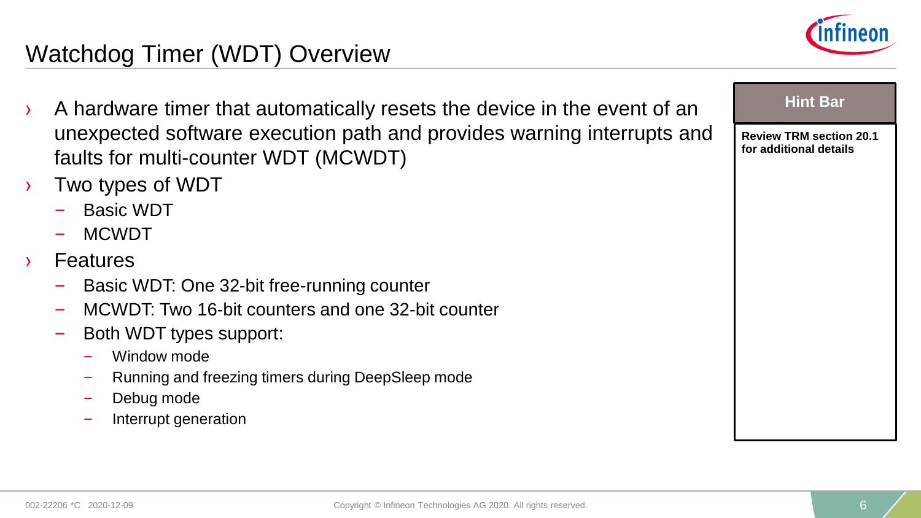# Watchdog Timer (WDT) Overview

- A hardware timer that automatically resets the device in the event of an unexpected software execution path and provides warning interrupts and faults for multi-counter WDT (MCWDT)
- Two types of WDT
  - Basic WDT
  - MCWDT
- Features
  - Basic WDT: One 32-bit free-running counter
  - MCWDT: Two 16-bit counters and one 32-bit counter
  - Both WDT types support:
    - Window mode
    - Running and freezing timers during DeepSleep mode
    - Debug mode
    - Interrupt generation

**Hint Bar**

**Review TRM section 20.1 for additional details**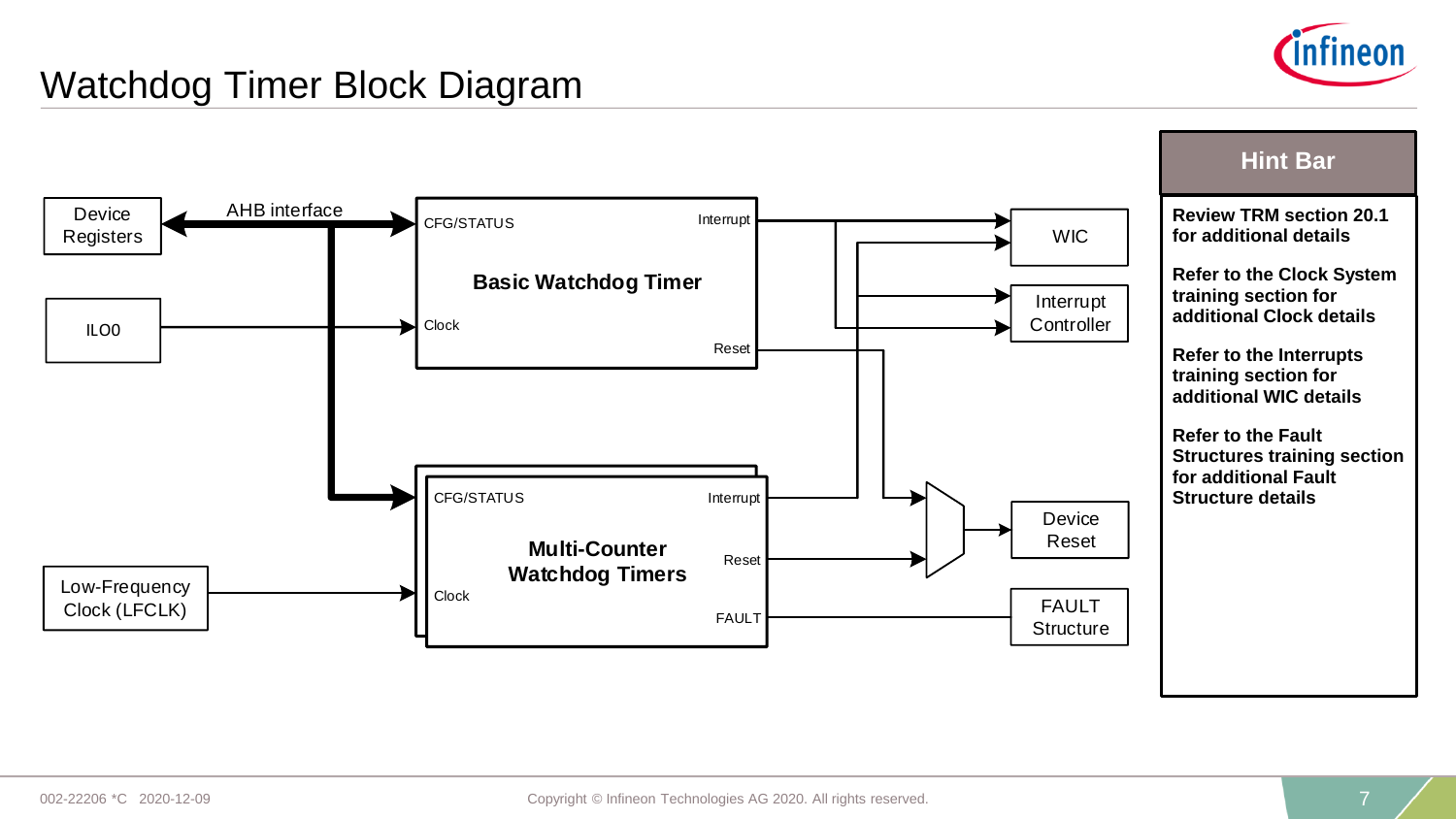# Watchdog Timer Block Diagram

Device Registers

AHB interface

ILO0

Low-Frequency Clock (LFCLK)

**Basic Watchdog Timer**

CFG/STATUS

Interrupt

Clock

Reset

**Multi-Counter Watchdog Timers**

CFG/STATUS

Interrupt

Reset

Clock

FAULT

WIC

Interrupt Controller

Device Reset

FAULT Structure

## Hint Bar

**Review TRM section 20.1 for additional details**

**Refer to the Clock System training section for additional Clock details**

**Refer to the Interrupts training section for additional WIC details**

**Refer to the Fault Structures training section for additional Fault Structure details**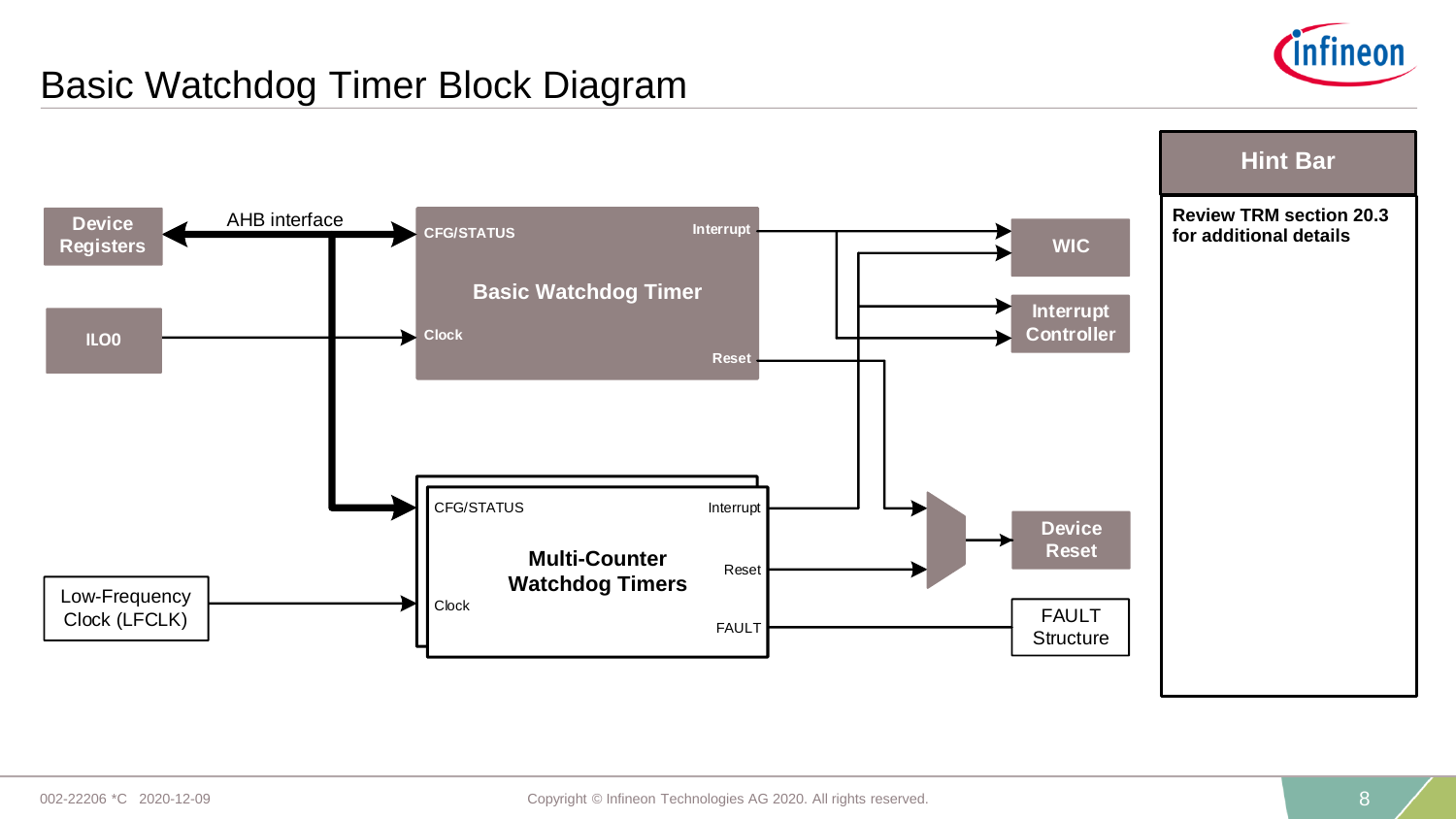# Basic Watchdog Timer Block Diagram

Device Registers

AHB interface

ILO0

CFG/STATUS

Interrupt

Basic Watchdog Timer

Clock

Reset

WIC

Interrupt Controller

CFG/STATUS

Interrupt

Multi-Counter Watchdog Timers

Reset

Clock

FAULT

Low-Frequency Clock (LFCLK)

Device Reset

FAULT Structure

**Hint Bar**

**Review TRM section 20.3 for additional details**

002-22206 *C 2020-12-09

Copyright © Infineon Technologies AG 2020. All rights reserved.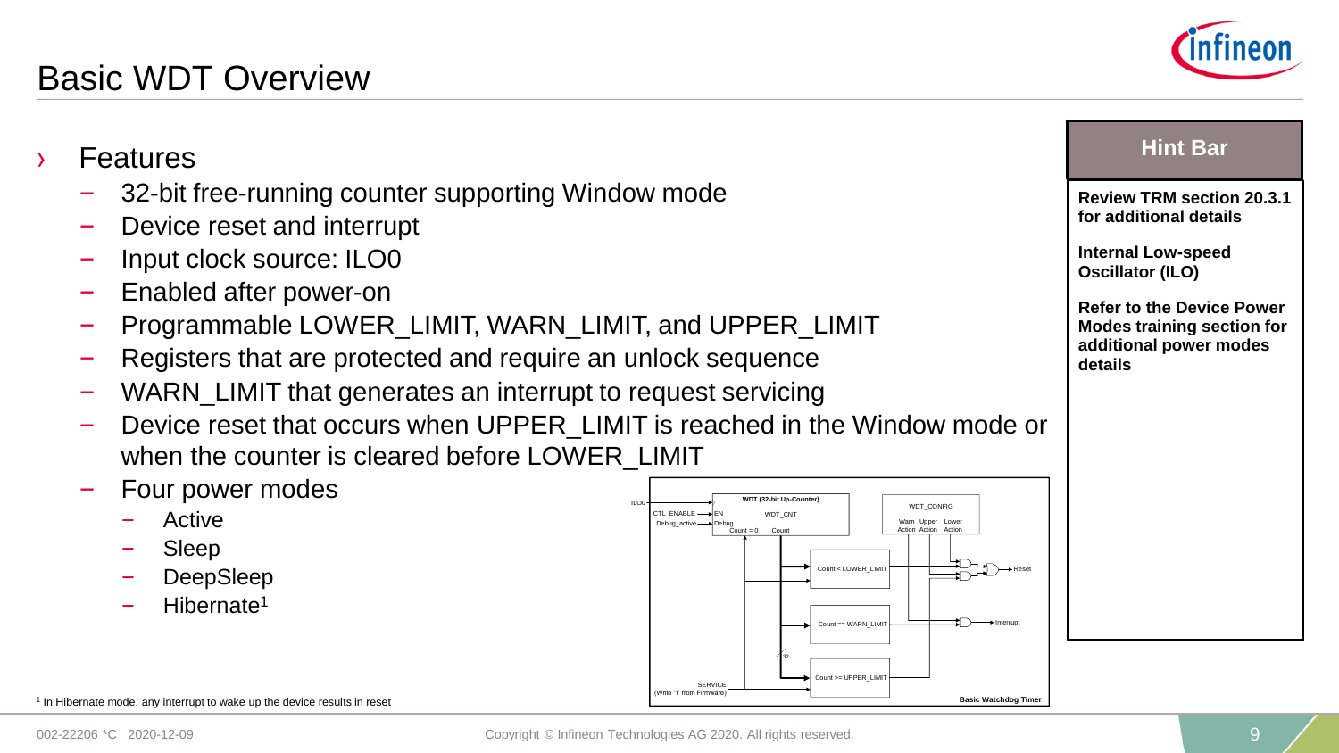# Basic WDT Overview

- Features
  - 32-bit free-running counter supporting Window mode
  - Device reset and interrupt
  - Input clock source: ILO0
  - Enabled after power-on
  - Programmable LOWER_LIMIT, WARN_LIMIT, and UPPER_LIMIT
  - Registers that are protected and require an unlock sequence
  - WARN_LIMIT that generates an interrupt to request servicing
  - Device reset that occurs when UPPER_LIMIT is reached in the Window mode or when the counter is cleared before LOWER_LIMIT
  - Four power modes
    - Active
    - Sleep
    - DeepSleep
    - Hibernate[1]

Basic Watchdog Timer

[1] In Hibernate mode, any interrupt to wake up the device results in reset

**Hint Bar**

**Review TRM section 20.3.1 for additional details**

**Internal Low-speed Oscillator (ILO)**

**Refer to the Device Power Modes training section for additional power modes details**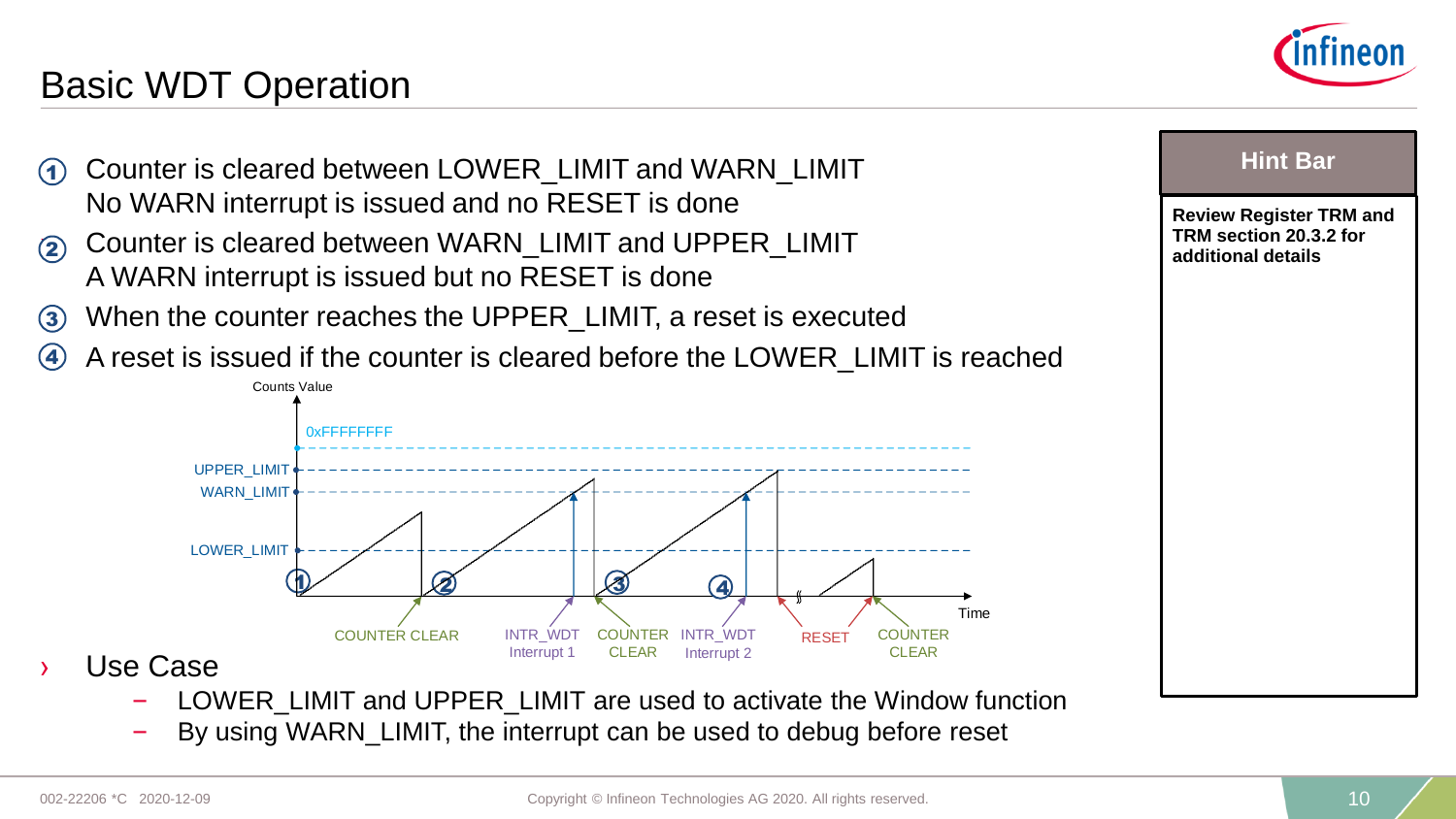# Basic WDT Operation

1. Counter is cleared between LOWER_LIMIT and WARN_LIMIT
   No WARN interrupt is issued and no RESET is done
2. Counter is cleared between WARN_LIMIT and UPPER_LIMIT
   A WARN interrupt is issued but no RESET is done
3. When the counter reaches the UPPER_LIMIT, a reset is executed
4. A reset is issued if the counter is cleared before the LOWER_LIMIT is reached

Counts Value

0xFFFFFFFF

UPPER_LIMIT

WARN_LIMIT

LOWER_LIMIT

Time

COUNTER CLEAR | INTR_WDT Interrupt 1 | COUNTER CLEAR | INTR_WDT Interrupt 2 | RESET | COUNTER CLEAR

- Use Case
  - LOWER_LIMIT and UPPER_LIMIT are used to activate the Window function
  - By using WARN_LIMIT, the interrupt can be used to debug before reset

**Hint Bar**

**Review Register TRM and TRM section 20.3.2 for additional details**

002-22206 *C 2020-12-09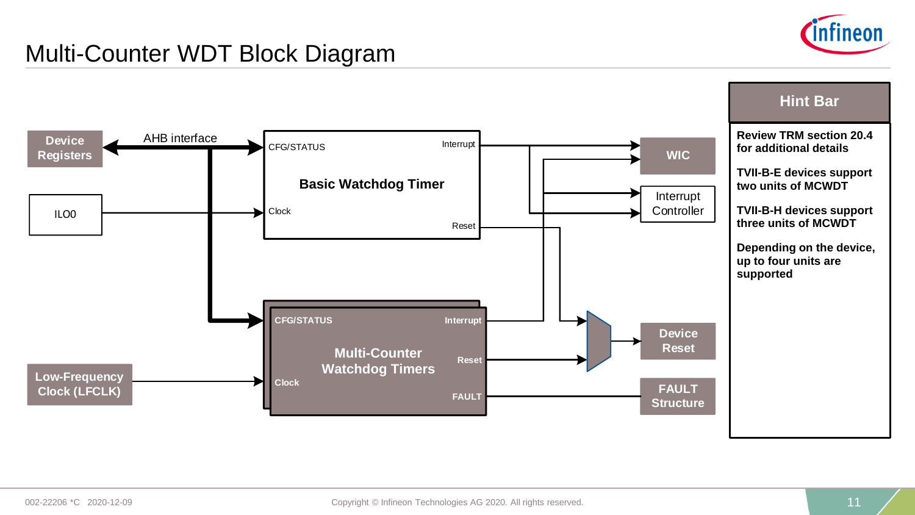# Multi-Counter WDT Block Diagram

Device Registers

AHB interface

ILO0

CFG/STATUS

Interrupt

Basic Watchdog Timer

Clock

Reset

WIC

Interrupt Controller

CFG/STATUS

Interrupt

Multi-Counter Watchdog Timers

Reset

Clock

FAULT

Low-Frequency Clock (LFCLK)

Device Reset

FAULT Structure

## Hint Bar

**Review TRM section 20.4 for additional details**

**TVII-B-E devices support two units of MCWDT**

**TVII-B-H devices support three units of MCWDT**

**Depending on the device, up to four units are supported**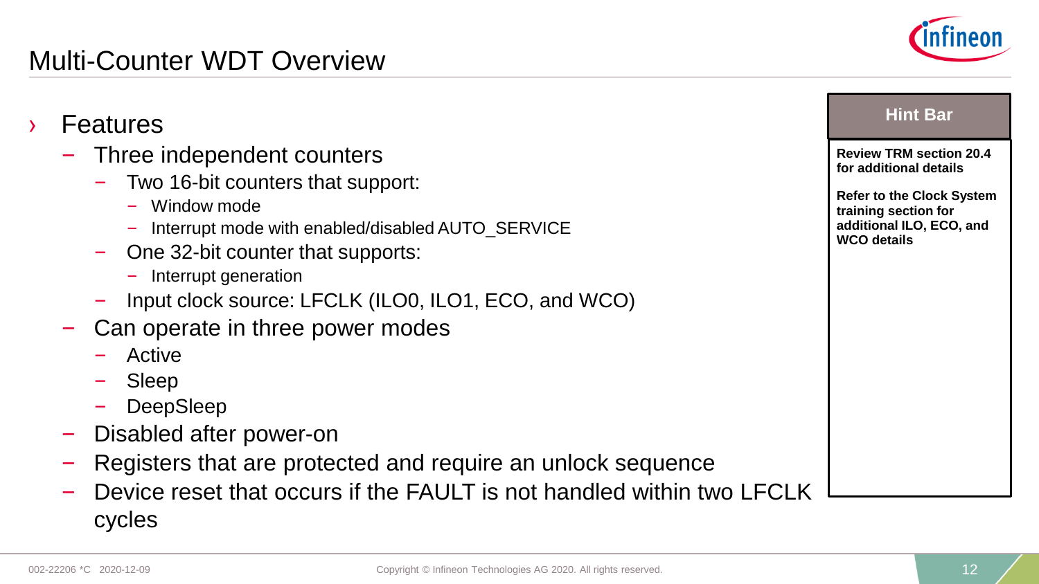# Multi-Counter WDT Overview

- Features
  - Three independent counters
    - Two 16-bit counters that support:
      - Window mode
      - Interrupt mode with enabled/disabled AUTO_SERVICE
    - One 32-bit counter that supports:
      - Interrupt generation
    - Input clock source: LFCLK (ILO0, ILO1, ECO, and WCO)
  - Can operate in three power modes
    - Active
    - Sleep
    - DeepSleep
  - Disabled after power-on
  - Registers that are protected and require an unlock sequence
  - Device reset that occurs if the FAULT is not handled within two LFCLK cycles

**Hint Bar**

**Review TRM section 20.4 for additional details**

**Refer to the Clock System training section for additional ILO, ECO, and WCO details**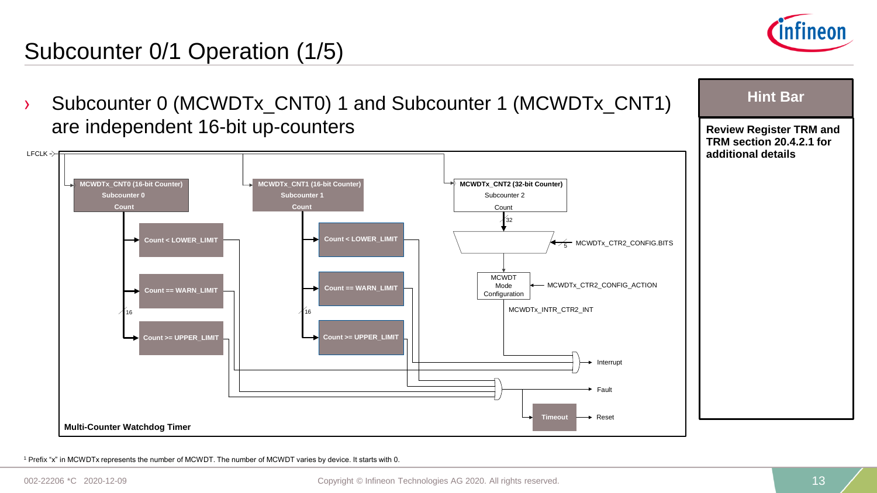# Subcounter 0/1 Operation (1/5)

- Subcounter 0 (MCWDTx_CNT0) 1 and Subcounter 1 (MCWDTx_CNT1) are independent 16-bit up-counters

LFCLK

MCWDTx_CNT0 (16-bit Counter)
Subcounter 0
Count

Count < LOWER_LIMIT

Count == WARN_LIMIT

Count >= UPPER_LIMIT

16

MCWDTx_CNT1 (16-bit Counter)
Subcounter 1
Count

Count < LOWER_LIMIT

Count == WARN_LIMIT

Count >= UPPER_LIMIT

16

MCWDTx_CNT2 (32-bit Counter)
Subcounter 2
Count

32

5 MCWDTx_CTR2_CONFIG.BITS

MCWDT Mode Configuration

MCWDTx_CTR2_CONFIG_ACTION

MCWDTx_INTR_CTR2_INT

Interrupt

Fault

Timeout

Reset

Multi-Counter Watchdog Timer

**Hint Bar**

**Review Register TRM and TRM section 20.4.2.1 for additional details**

[1] Prefix "x" in MCWDTx represents the number of MCWDT. The number of MCWDT varies by device. It starts with 0.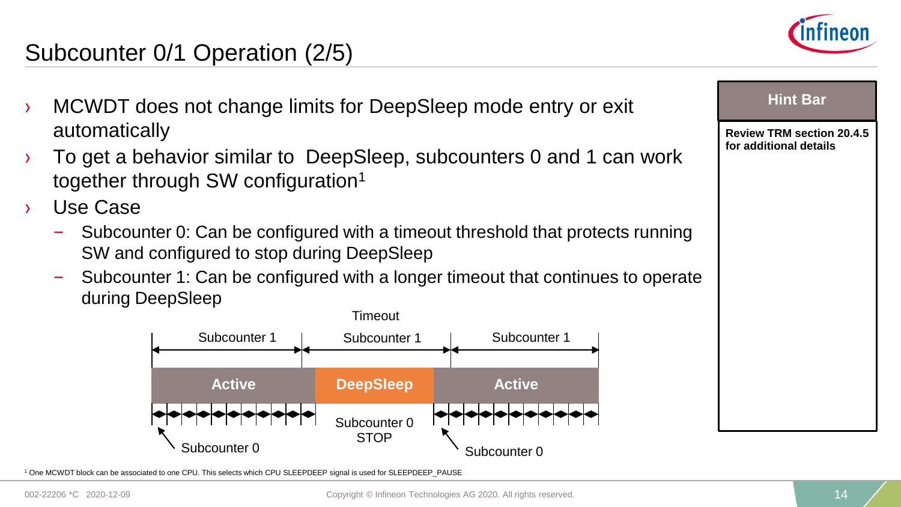# Subcounter 0/1 Operation (2/5)

- MCWDT does not change limits for DeepSleep mode entry or exit automatically
- To get a behavior similar to DeepSleep, subcounters 0 and 1 can work together through SW configuration[1]
- Use Case
  - Subcounter 0: Can be configured with a timeout threshold that protects running SW and configured to stop during DeepSleep
  - Subcounter 1: Can be configured with a longer timeout that continues to operate during DeepSleep

Timeout

| Subcounter 1 | Subcounter 1 | Subcounter 1 |
|---|---|---|
| Active | DeepSleep | Active |
| Subcounter 0 | Subcounter 0 STOP | Subcounter 0 |

**Hint Bar**

**Review TRM section 20.4.5 for additional details**

[1] One MCWDT block can be associated to one CPU. This selects which CPU SLEEPDEEP signal is used for SLEEPDEEP_PAUSE

002-22206 *C 2020-12-09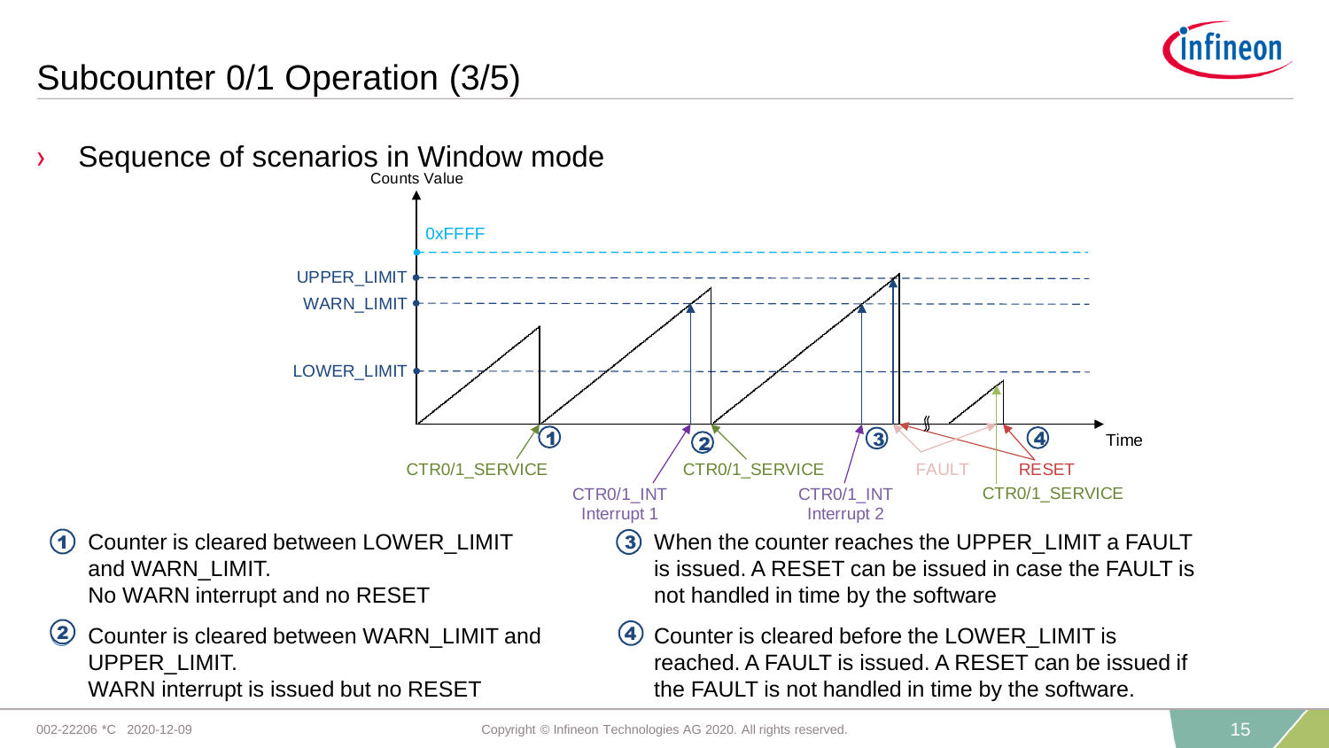# Subcounter 0/1 Operation (3/5)

› Sequence of scenarios in Window mode

Counts Value

0xFFFF

UPPER_LIMIT

WARN_LIMIT

LOWER_LIMIT

Time

① CTR0/1_SERVICE

② CTR0/1_INT Interrupt 1, CTR0/1_SERVICE

③ CTR0/1_INT Interrupt 2, FAULT

④ RESET, CTR0/1_SERVICE

① Counter is cleared between LOWER_LIMIT and WARN_LIMIT.
No WARN interrupt and no RESET

② Counter is cleared between WARN_LIMIT and UPPER_LIMIT.
WARN interrupt is issued but no RESET

③ When the counter reaches the UPPER_LIMIT a FAULT is issued. A RESET can be issued in case the FAULT is not handled in time by the software

④ Counter is cleared before the LOWER_LIMIT is reached. A FAULT is issued. A RESET can be issued if the FAULT is not handled in time by the software.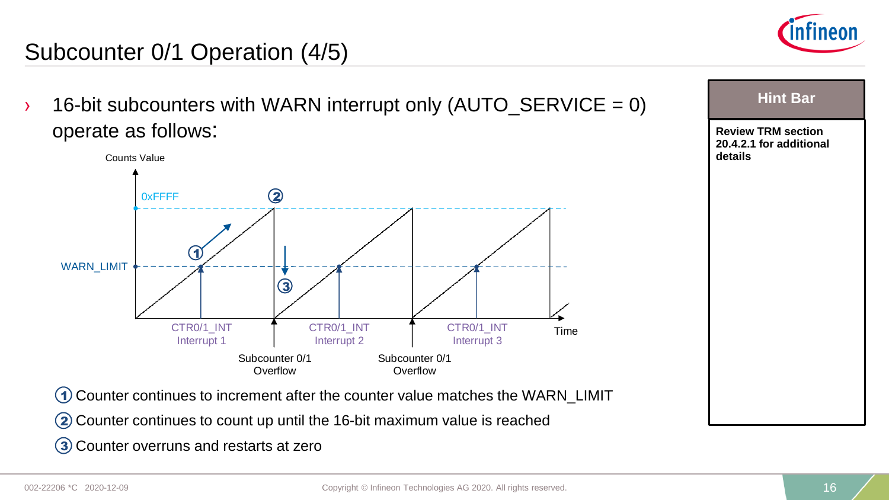# Subcounter 0/1 Operation (4/5)

- 16-bit subcounters with WARN interrupt only (AUTO_SERVICE = 0) operate as follows:

Counts Value

0xFFFF

WARN_LIMIT

CTR0/1_INT Interrupt 1 | CTR0/1_INT Interrupt 2 | CTR0/1_INT Interrupt 3

Subcounter 0/1 Overflow | Subcounter 0/1 Overflow

Time

① Counter continues to increment after the counter value matches the WARN_LIMIT

② Counter continues to count up until the 16-bit maximum value is reached

③ Counter overruns and restarts at zero

**Hint Bar**

**Review TRM section 20.4.2.1 for additional details**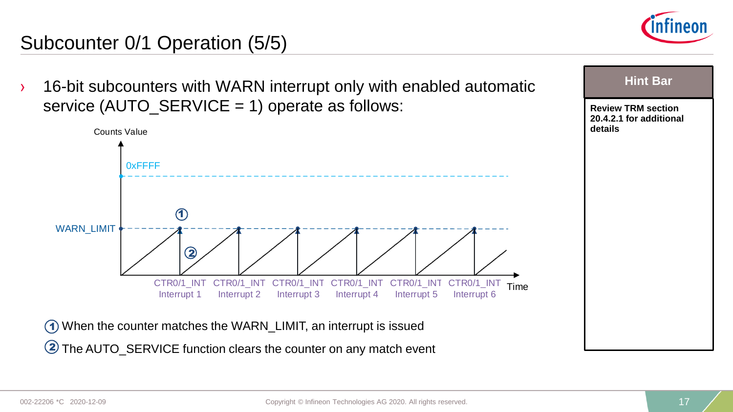# Subcounter 0/1 Operation (5/5)

- 16-bit subcounters with WARN interrupt only with enabled automatic service (AUTO_SERVICE = 1) operate as follows:

Counts Value

0xFFFF

WARN_LIMIT

①

②

CTR0/1_INT Interrupt 1 | CTR0/1_INT Interrupt 2 | CTR0/1_INT Interrupt 3 | CTR0/1_INT Interrupt 4 | CTR0/1_INT Interrupt 5 | CTR0/1_INT Interrupt 6

Time

① When the counter matches the WARN_LIMIT, an interrupt is issued

② The AUTO_SERVICE function clears the counter on any match event

**Hint Bar**

**Review TRM section 20.4.2.1 for additional details**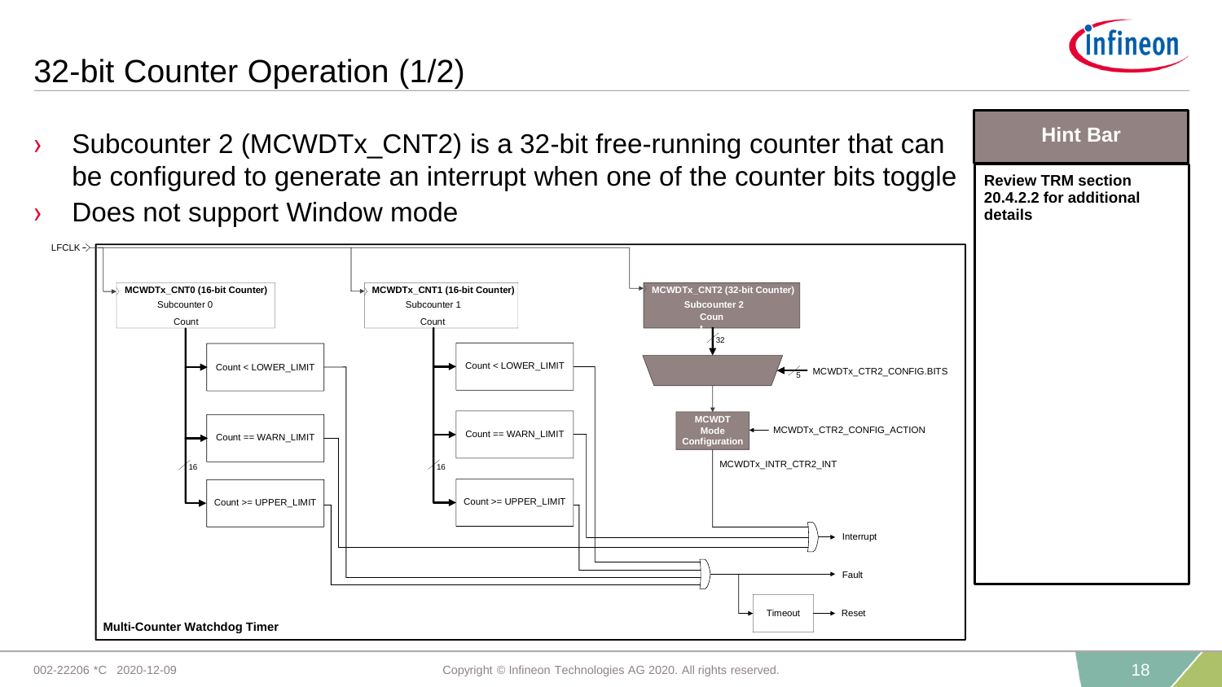# 32-bit Counter Operation (1/2)

- Subcounter 2 (MCWDTx_CNT2) is a 32-bit free-running counter that can be configured to generate an interrupt when one of the counter bits toggle
- Does not support Window mode

LFCLK

**MCWDTx_CNT0 (16-bit Counter)**
Subcounter 0
Count

Count < LOWER_LIMIT

Count == WARN_LIMIT

16

Count >= UPPER_LIMIT

**MCWDTx_CNT1 (16-bit Counter)**
Subcounter 1
Count

Count < LOWER_LIMIT

Count == WARN_LIMIT

16

Count >= UPPER_LIMIT

**MCWDTx_CNT2 (32-bit Counter)**
**Subcounter 2**
**Coun**

32

MCWDTx_CTR2_CONFIG.BITS

5

**MCWDT Mode Configuration**

MCWDTx_CTR2_CONFIG_ACTION

MCWDTx_INTR_CTR2_INT

Interrupt

Fault

Timeout

Reset

**Multi-Counter Watchdog Timer**

## Hint Bar

**Review TRM section 20.4.2.2 for additional details**

002-22206 *C 2020-12-09

Copyright © Infineon Technologies AG 2020. All rights reserved.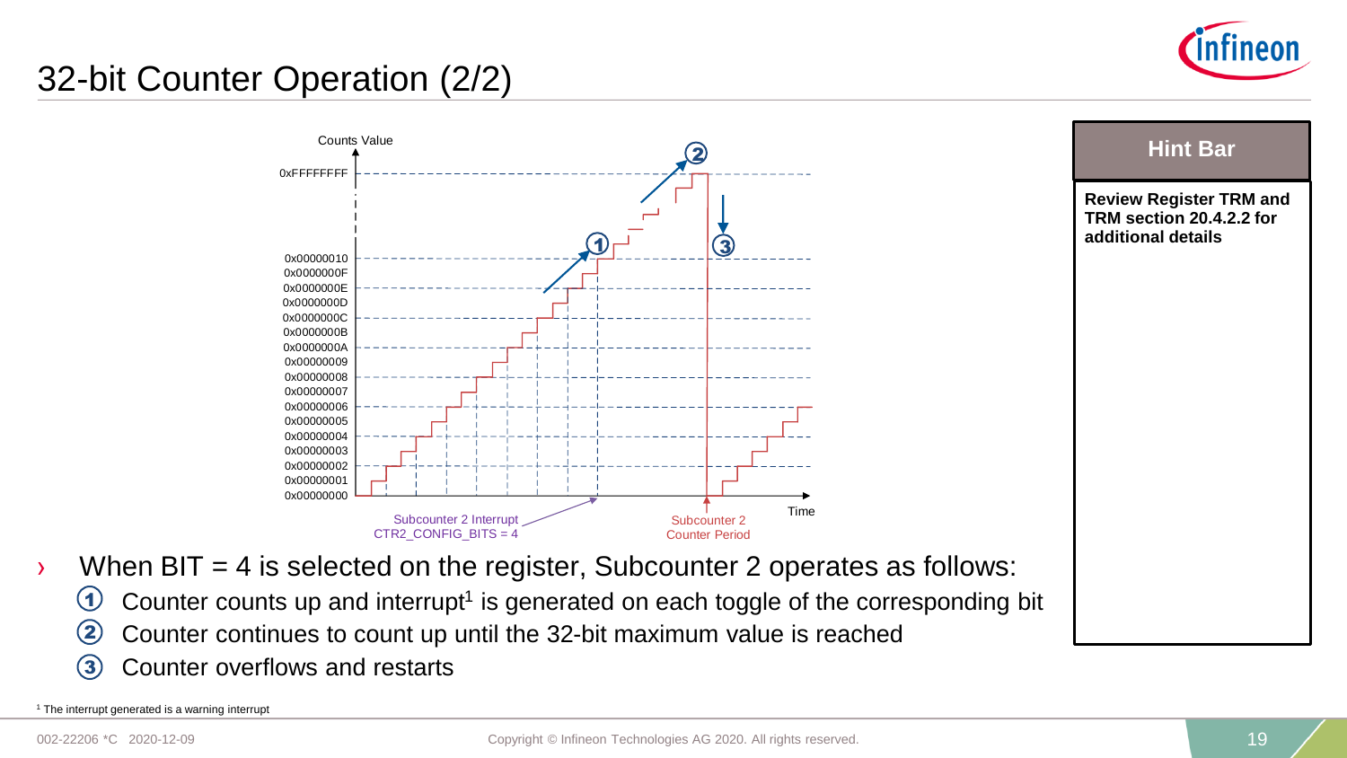# 32-bit Counter Operation (2/2)

Counts Value

0xFFFFFFFF

0x00000010
0x0000000F
0x0000000E
0x0000000D
0x0000000C
0x0000000B
0x0000000A
0x00000009
0x00000008
0x00000007
0x00000006
0x00000005
0x00000004
0x00000003
0x00000002
0x00000001
0x00000000

Time

Subcounter 2 Interrupt
CTR2_CONFIG_BITS = 4

Subcounter 2
Counter Period

**Hint Bar**

**Review Register TRM and TRM section 20.4.2.2 for additional details**

- When BIT = 4 is selected on the register, Subcounter 2 operates as follows:
  1. Counter counts up and interrupt[1] is generated on each toggle of the corresponding bit
  2. Counter continues to count up until the 32-bit maximum value is reached
  3. Counter overflows and restarts

[1] The interrupt generated is a warning interrupt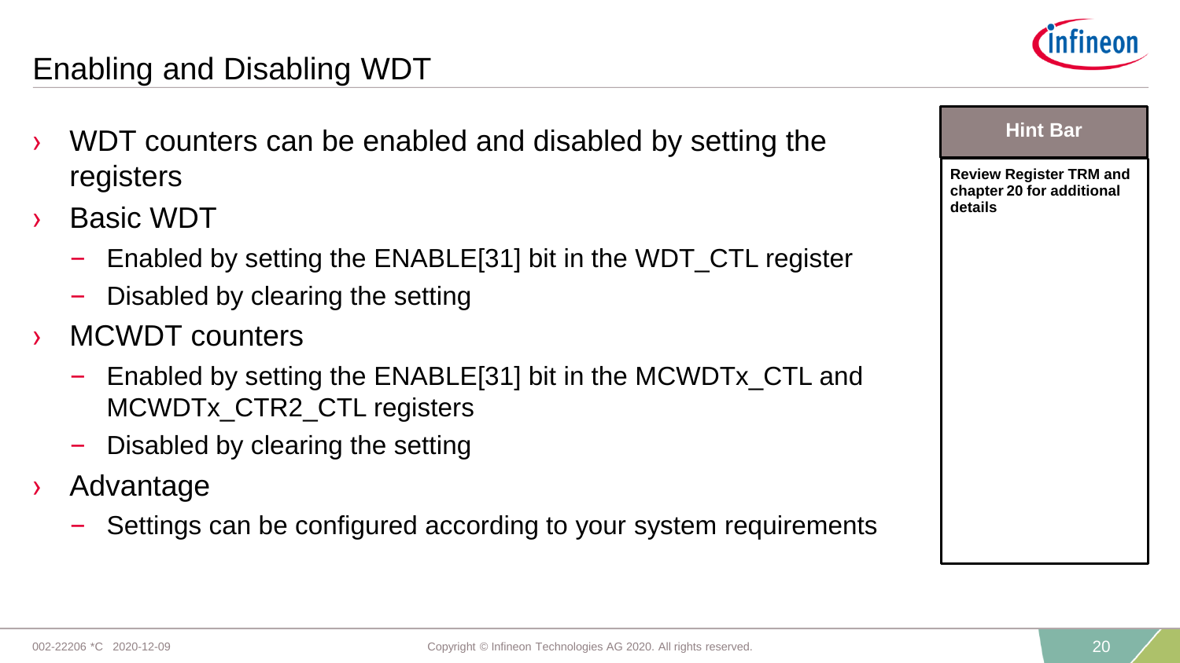# Enabling and Disabling WDT

- WDT counters can be enabled and disabled by setting the registers
- Basic WDT
  - Enabled by setting the ENABLE[31] bit in the WDT_CTL register
  - Disabled by clearing the setting
- MCWDT counters
  - Enabled by setting the ENABLE[31] bit in the MCWDTx_CTL and MCWDTx_CTR2_CTL registers
  - Disabled by clearing the setting
- Advantage
  - Settings can be configured according to your system requirements

**Hint Bar**

**Review Register TRM and chapter 20 for additional details**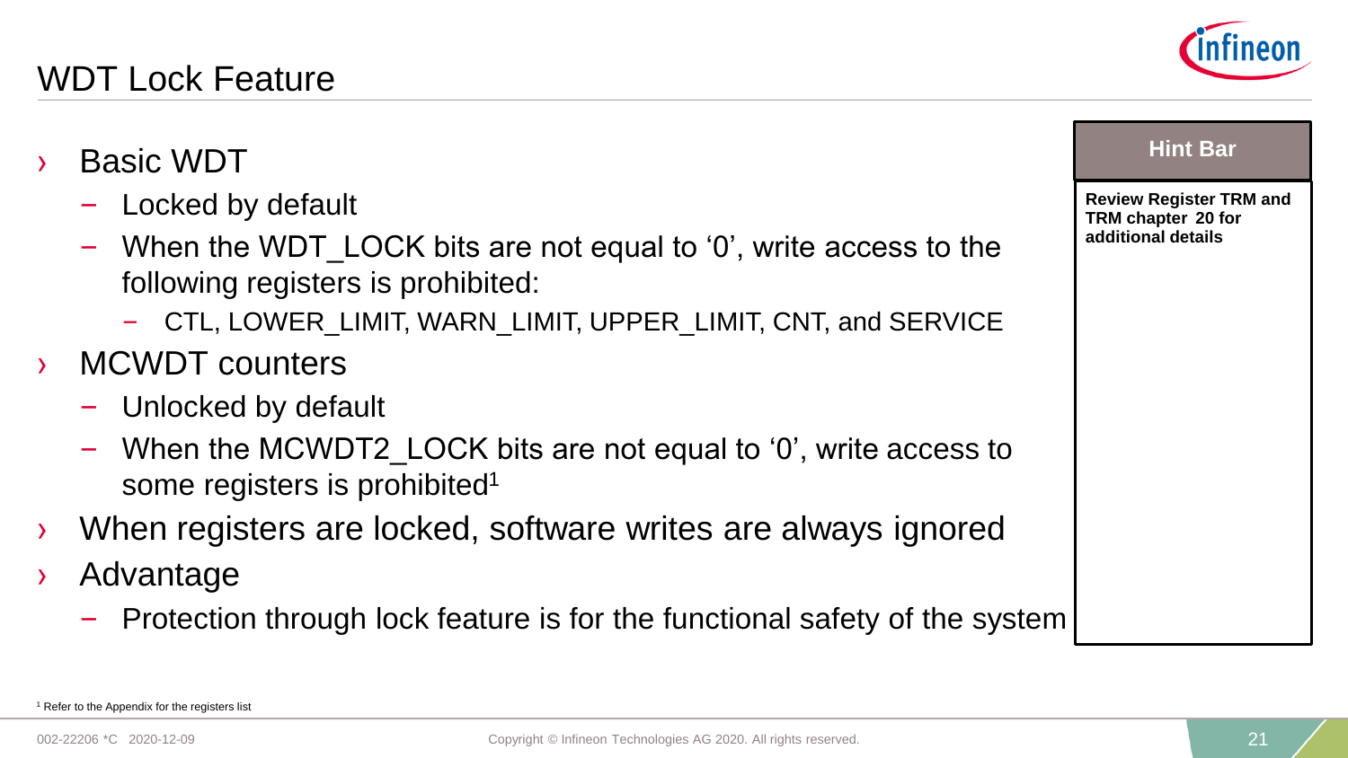# WDT Lock Feature

- Basic WDT
  - Locked by default
  - When the WDT_LOCK bits are not equal to ‘0’, write access to the following registers is prohibited:
    - CTL, LOWER_LIMIT, WARN_LIMIT, UPPER_LIMIT, CNT, and SERVICE
- MCWDT counters
  - Unlocked by default
  - When the MCWDT2_LOCK bits are not equal to ‘0’, write access to some registers is prohibited[1]
- When registers are locked, software writes are always ignored
- Advantage
  - Protection through lock feature is for the functional safety of the system

**Hint Bar**

**Review Register TRM and TRM chapter 20 for additional details**

[1] Refer to the Appendix for the registers list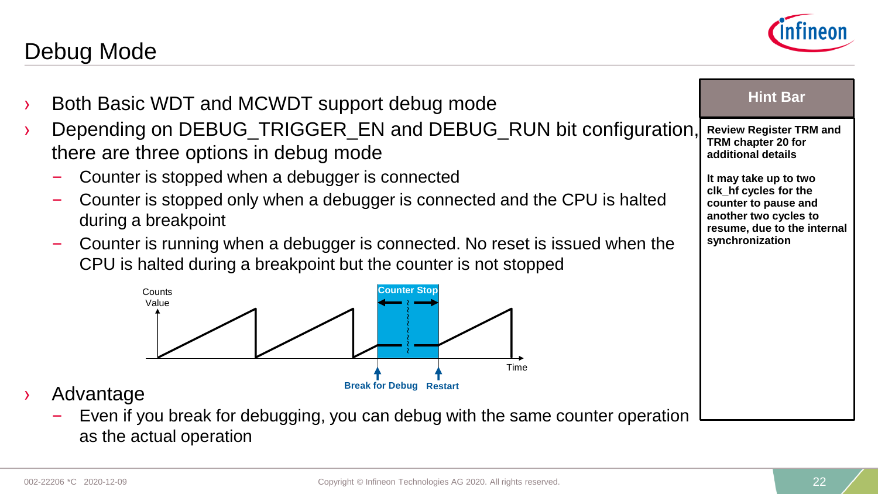# Debug Mode

- Both Basic WDT and MCWDT support debug mode
- Depending on DEBUG_TRIGGER_EN and DEBUG_RUN bit configuration, there are three options in debug mode
  - Counter is stopped when a debugger is connected
  - Counter is stopped only when a debugger is connected and the CPU is halted during a breakpoint
  - Counter is running when a debugger is connected. No reset is issued when the CPU is halted during a breakpoint but the counter is not stopped

Counts Value

Counter Stop

Time

Break for Debug Restart

- Advantage
  - Even if you break for debugging, you can debug with the same counter operation as the actual operation

**Hint Bar**

**Review Register TRM and TRM chapter 20 for additional details**

**It may take up to two clk_hf cycles for the counter to pause and another two cycles to resume, due to the internal synchronization**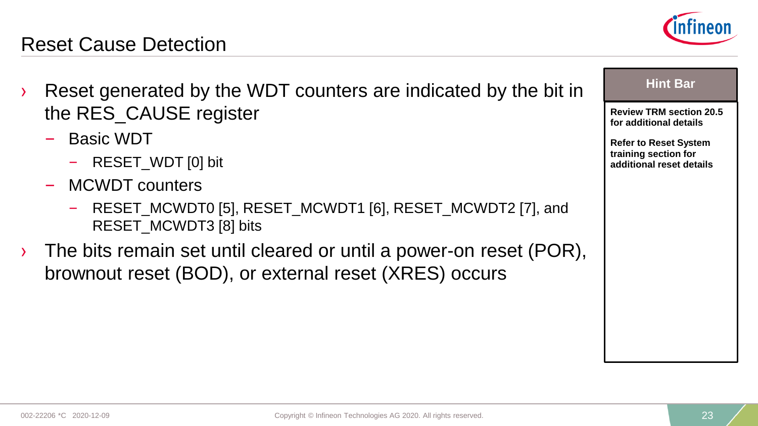# Reset Cause Detection

- Reset generated by the WDT counters are indicated by the bit in the RES_CAUSE register
  - Basic WDT
    - RESET_WDT [0] bit
  - MCWDT counters
    - RESET_MCWDT0 [5], RESET_MCWDT1 [6], RESET_MCWDT2 [7], and RESET_MCWDT3 [8] bits
- The bits remain set until cleared or until a power-on reset (POR), brownout reset (BOD), or external reset (XRES) occurs

**Hint Bar**

**Review TRM section 20.5 for additional details**

**Refer to Reset System training section for additional reset details**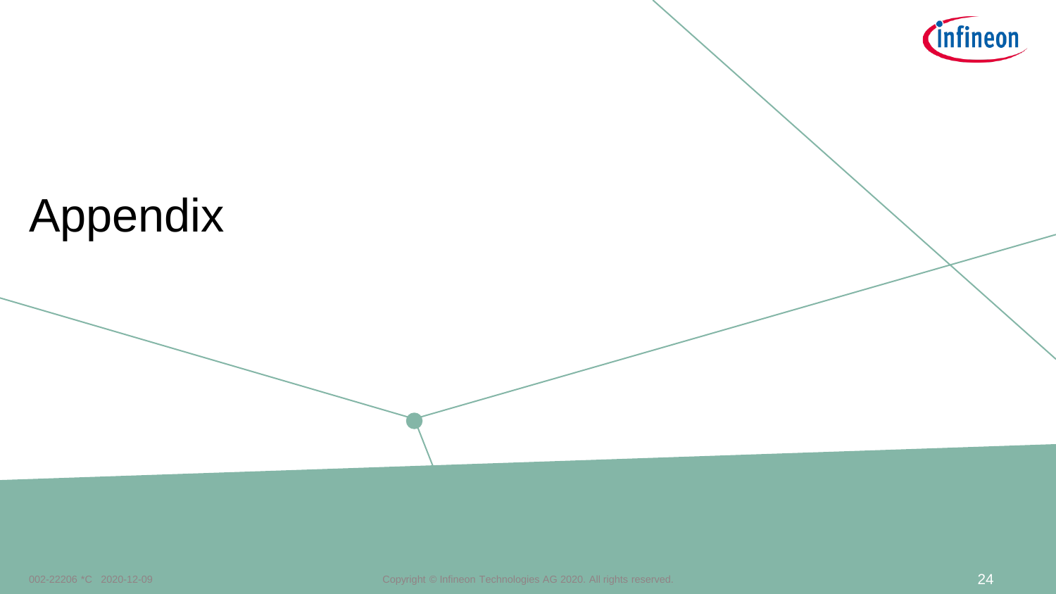# Appendix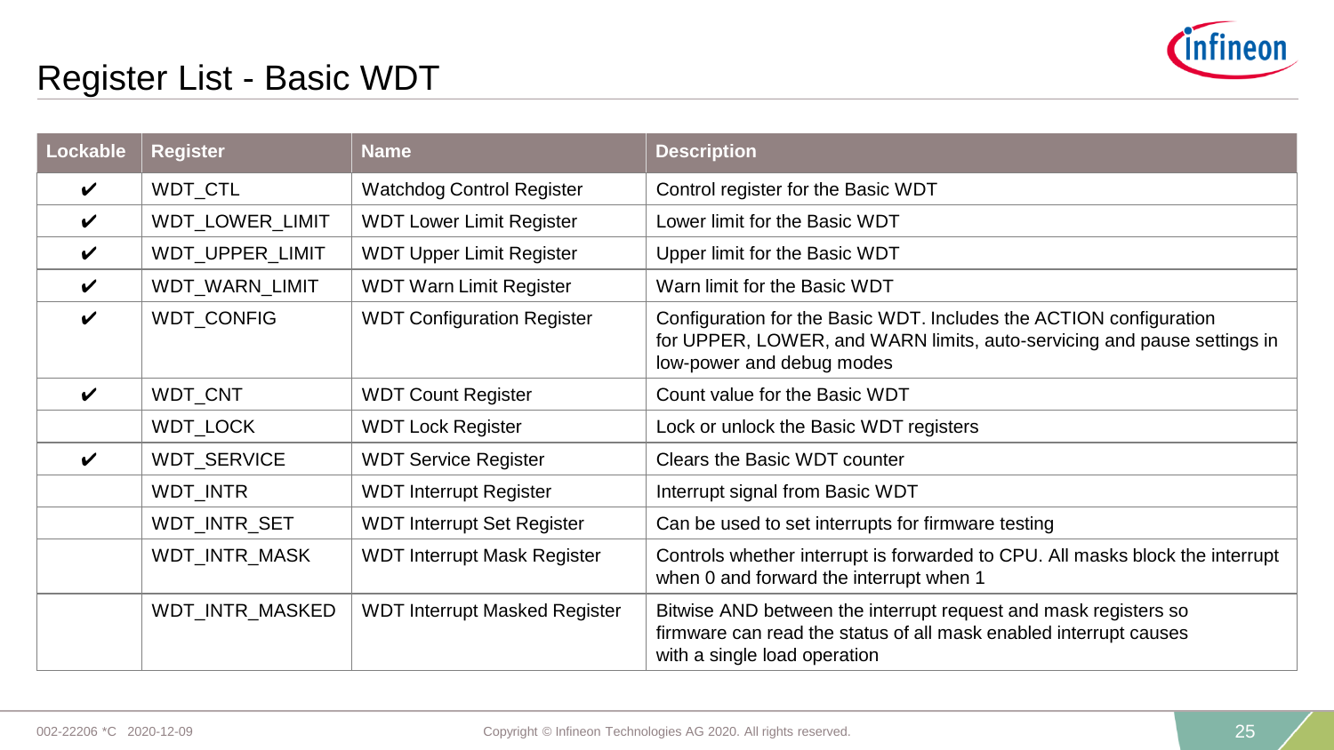# Register List - Basic WDT

| Lockable | Register | Name | Description |
|---|---|---|---|
| ✔ | WDT_CTL | Watchdog Control Register | Control register for the Basic WDT |
| ✔ | WDT_LOWER_LIMIT | WDT Lower Limit Register | Lower limit for the Basic WDT |
| ✔ | WDT_UPPER_LIMIT | WDT Upper Limit Register | Upper limit for the Basic WDT |
| ✔ | WDT_WARN_LIMIT | WDT Warn Limit Register | Warn limit for the Basic WDT |
| ✔ | WDT_CONFIG | WDT Configuration Register | Configuration for the Basic WDT. Includes the ACTION configuration for UPPER, LOWER, and WARN limits, auto-servicing and pause settings in low-power and debug modes |
| ✔ | WDT_CNT | WDT Count Register | Count value for the Basic WDT |
| | WDT_LOCK | WDT Lock Register | Lock or unlock the Basic WDT registers |
| ✔ | WDT_SERVICE | WDT Service Register | Clears the Basic WDT counter |
| | WDT_INTR | WDT Interrupt Register | Interrupt signal from Basic WDT |
| | WDT_INTR_SET | WDT Interrupt Set Register | Can be used to set interrupts for firmware testing |
| | WDT_INTR_MASK | WDT Interrupt Mask Register | Controls whether interrupt is forwarded to CPU. All masks block the interrupt when 0 and forward the interrupt when 1 |
| | WDT_INTR_MASKED | WDT Interrupt Masked Register | Bitwise AND between the interrupt request and mask registers so firmware can read the status of all mask enabled interrupt causes with a single load operation |

002-22206 *C 2020-12-09

Copyright © Infineon Technologies AG 2020. All rights reserved.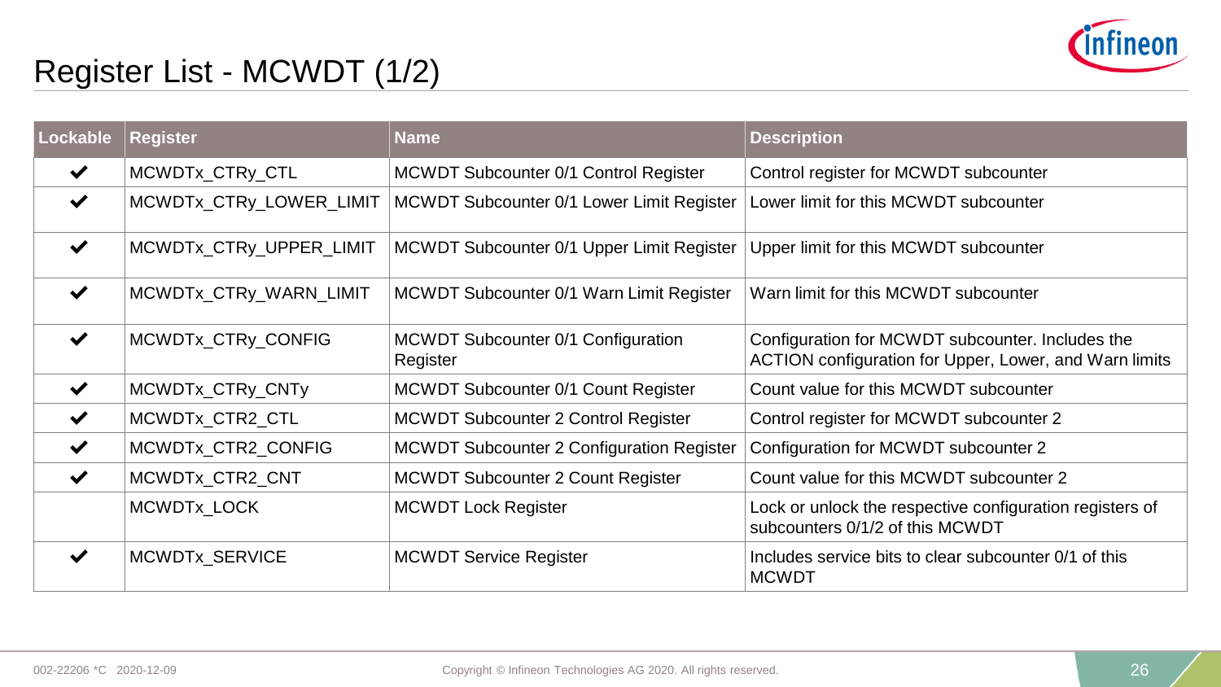# Register List - MCWDT (1/2)

| Lockable | Register | Name | Description |
|---|---|---|---|
| ✔ | MCWDTx_CTRy_CTL | MCWDT Subcounter 0/1 Control Register | Control register for MCWDT subcounter |
| ✔ | MCWDTx_CTRy_LOWER_LIMIT | MCWDT Subcounter 0/1 Lower Limit Register | Lower limit for this MCWDT subcounter |
| ✔ | MCWDTx_CTRy_UPPER_LIMIT | MCWDT Subcounter 0/1 Upper Limit Register | Upper limit for this MCWDT subcounter |
| ✔ | MCWDTx_CTRy_WARN_LIMIT | MCWDT Subcounter 0/1 Warn Limit Register | Warn limit for this MCWDT subcounter |
| ✔ | MCWDTx_CTRy_CONFIG | MCWDT Subcounter 0/1 Configuration Register | Configuration for MCWDT subcounter. Includes the ACTION configuration for Upper, Lower, and Warn limits |
| ✔ | MCWDTx_CTRy_CNTy | MCWDT Subcounter 0/1 Count Register | Count value for this MCWDT subcounter |
| ✔ | MCWDTx_CTR2_CTL | MCWDT Subcounter 2 Control Register | Control register for MCWDT subcounter 2 |
| ✔ | MCWDTx_CTR2_CONFIG | MCWDT Subcounter 2 Configuration Register | Configuration for MCWDT subcounter 2 |
| ✔ | MCWDTx_CTR2_CNT | MCWDT Subcounter 2 Count Register | Count value for this MCWDT subcounter 2 |
| | MCWDTx_LOCK | MCWDT Lock Register | Lock or unlock the respective configuration registers of subcounters 0/1/2 of this MCWDT |
| ✔ | MCWDTx_SERVICE | MCWDT Service Register | Includes service bits to clear subcounter 0/1 of this MCWDT |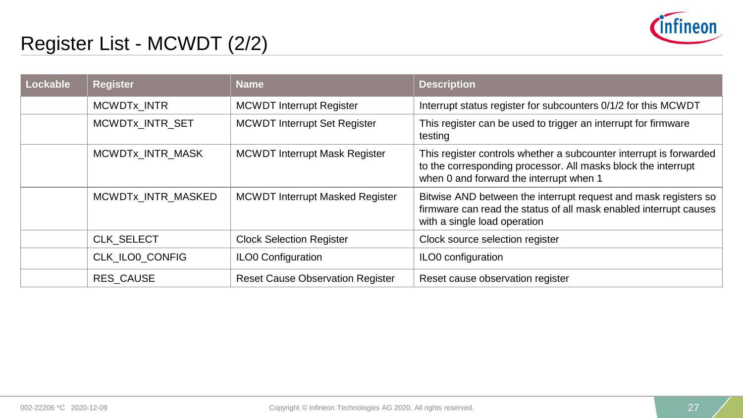# Register List - MCWDT (2/2)

| Lockable | Register | Name | Description |
|---|---|---|---|
| | MCWDTx_INTR | MCWDT Interrupt Register | Interrupt status register for subcounters 0/1/2 for this MCWDT |
| | MCWDTx_INTR_SET | MCWDT Interrupt Set Register | This register can be used to trigger an interrupt for firmware testing |
| | MCWDTx_INTR_MASK | MCWDT Interrupt Mask Register | This register controls whether a subcounter interrupt is forwarded to the corresponding processor. All masks block the interrupt when 0 and forward the interrupt when 1 |
| | MCWDTx_INTR_MASKED | MCWDT Interrupt Masked Register | Bitwise AND between the interrupt request and mask registers so firmware can read the status of all mask enabled interrupt causes with a single load operation |
| | CLK_SELECT | Clock Selection Register | Clock source selection register |
| | CLK_ILO0_CONFIG | ILO0 Configuration | ILO0 configuration |
| | RES_CAUSE | Reset Cause Observation Register | Reset cause observation register |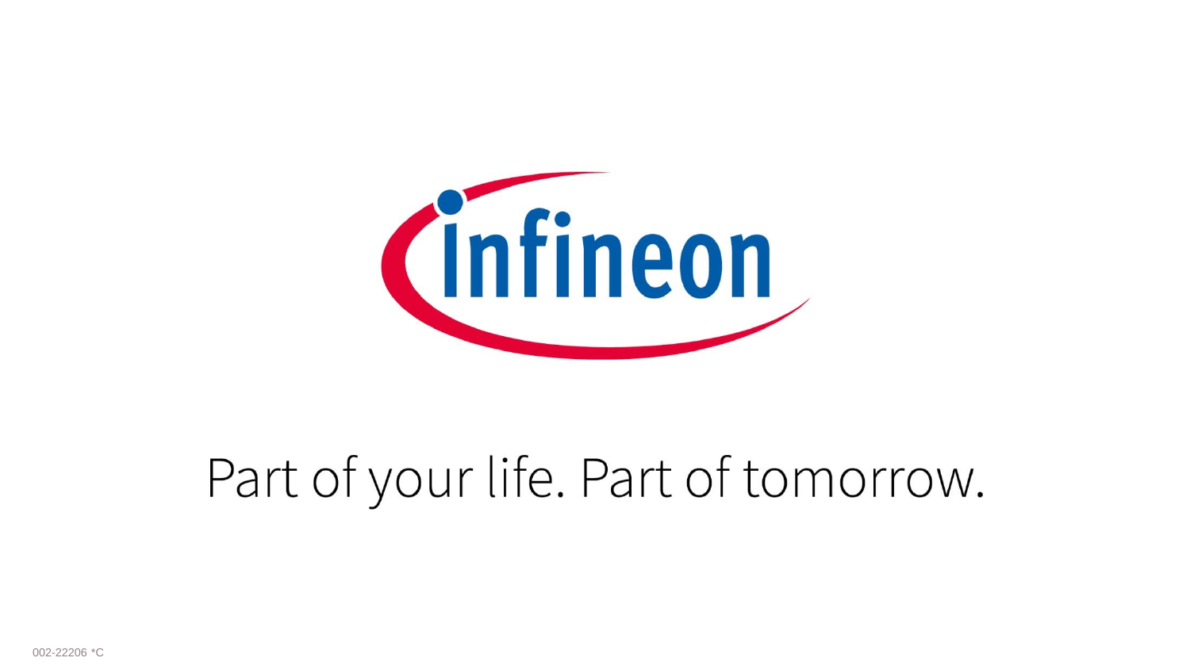infineon

Part of your life. Part of tomorrow.

002-22206 *C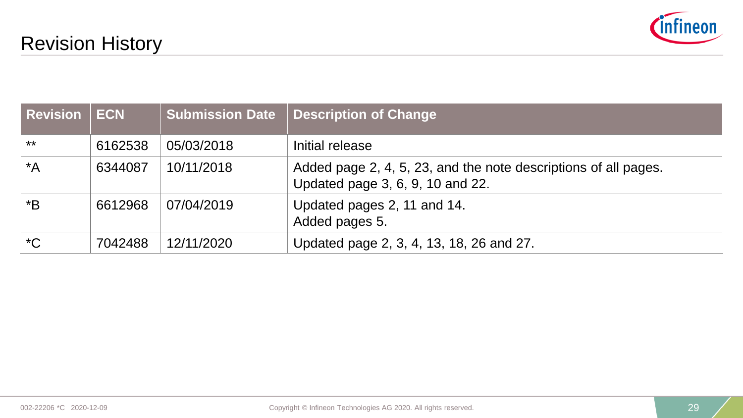# Revision History

| Revision | ECN | Submission Date | Description of Change |
|---|---|---|---|
| ** | 6162538 | 05/03/2018 | Initial release |
| *A | 6344087 | 10/11/2018 | Added page 2, 4, 5, 23, and the note descriptions of all pages.<br>Updated page 3, 6, 9, 10 and 22. |
| *B | 6612968 | 07/04/2019 | Updated pages 2, 11 and 14.<br>Added pages 5. |
| *C | 7042488 | 12/11/2020 | Updated page 2, 3, 4, 13, 18, 26 and 27. |